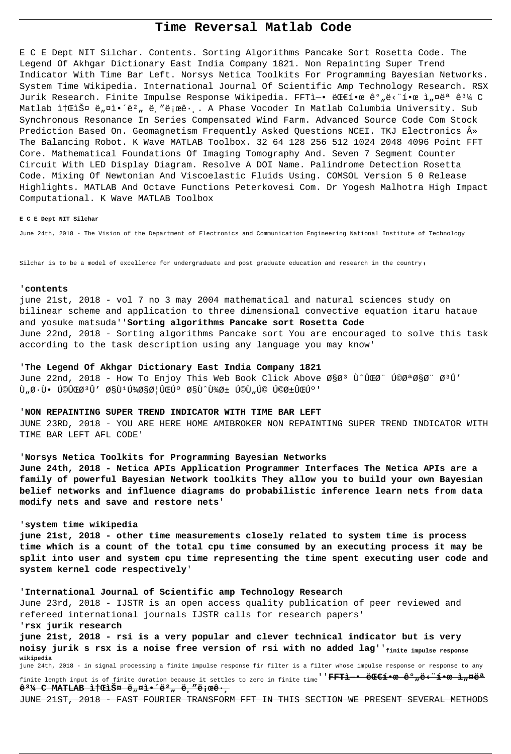# Time Reversal Matlab Code

E C E Dept NIT Silchar. Contents. Sorting Algorithms Pancake Sort Rosetta Code. The Legend Of Akhgar Dictionary East India Company 1821. Non Repainting Super Trend Indicator With Time Bar Left. Norsys Netica Toolkits For Programming Bayesian Networks. System Time Wikipedia. International Journal Of Scientific Amp Technology Research. RSX Jurik Research. Finite Impulse Response Wikipedia. FFTì—• ëŒ€í•œ ê°„ë‹¨í•œ ì„¤ëª… ê³¼ C Matlab ì†ŒìŠ¤ ë„¤ì•´ë²„ ë¸"ë¡œê·¸. A Phase Vocoder In Matlab Columbia University. Sub Synchronous Resonance In Series Compensated Wind Farm. Advanced Source Code Com Stock Prediction Based On. Geomagnetism Frequently Asked Questions NCEI. TKJ Electronics Â» The Balancing Robot. K Wave MATLAB Toolbox. 32 64 128 256 512 1024 2048 4096 Point FFT Core. Mathematical Foundations Of Imaging Tomography And. Seven 7 Segment Counter Circuit With LED Display Diagram. Resolve A DOI Name. Palindrome Detection Rosetta Code. Mixing Of Newtonian And Viscoelastic Fluids Using. COMSOL Version 5 0 Release Highlights. MATLAB And Octave Functions Peterkovesi Com. Dr Yogesh Malhotra High Impact Computational. K Wave MATLAB Toolbox

**E C E Dept NIT Silchar**

June 24th, 2018 - The Vision of the Department of Electronics and Communication Engineering National Institute of Technology

Silchar is to be a model of excellence for undergraduate and post graduate education and research in the country'

'**contents**

june 21st, 2018 - vol 7 no 3 may 2004 mathematical and natural sciences study on bilinear scheme and application to three dimensional convective equation itaru hataue and yosuke matsuda''**Sorting algorithms Pancake sort Rosetta Code**

June 22nd, 2018 - Sorting algorithms Pancake sort You are encouraged to solve this task according to the task description using any language you may know'

'**The Legend Of Akhgar Dictionary East India Company 1821**

June 22nd, 2018 - How To Enjoy This Web Book Click Above Ø§Ø³ Ù^ÛŒØ¨ Ú©ØªØ§Ø¨ Ø³Û' Ù"Ø·Ù• Ú©ÛŒØ³Û' Ø§Ù¹Ú¾Ø§Ø¦ÛŒÚº Ø§Ù^Ù¾Ø± Ú©Ù"Ú© Ú©Ø±ÛŒÚº'

'**NON REPAINTING SUPER TREND INDICATOR WITH TIME BAR LEFT**

JUNE 23RD, 2018 - YOU ARE HERE HOME AMIBROKER NON REPAINTING SUPER TREND INDICATOR WITH TIME BAR LEFT AFL CODE'

'**Norsys Netica Toolkits for Programming Bayesian Networks**

**June 24th, 2018 - Netica APIs Application Programmer Interfaces The Netica APIs are a family of powerful Bayesian Network toolkits They allow you to build your own Bayesian belief networks and influence diagrams do probabilistic inference learn nets from data modify nets and save and restore nets'**

'**system time wikipedia**

**june 21st, 2018 - other time measurements closely related to system time is process time which is a count of the total cpu time consumed by an executing process it may be split into user and system cpu time representing the time spent executing user code and system kernel code respectively'**

'**International Journal of Scientific amp Technology Research**

June 23rd, 2018 - IJSTR is an open access quality publication of peer reviewed and refereed international journals IJSTR calls for research papers'

'**rsx jurik research**

**june 21st, 2018 - rsi is a very popular and clever technical indicator but is very noisy jurik s rsx is a noise free version of rsi with no added lag**''**finite impulse response wikipedia**

june 24th, 2018 - in signal processing a finite impulse response fir filter is a filter whose impulse response or response to any finite length input is of finite duration because it settles to zero in finite time''**FFTì—• ëŒ€í•œ ê°„ë‹¨í•œ ì„¤ëª… ê³¼ C MATLAB ì†ŒìŠ¤ ë„¤ì•´ë²„ ë¸"ë¡œê·¸**

JUNE 21ST, 2018 - FAST FOURIER TRANSFORM FFT IN THIS SECTION WE PRESENT SEVERAL METHODS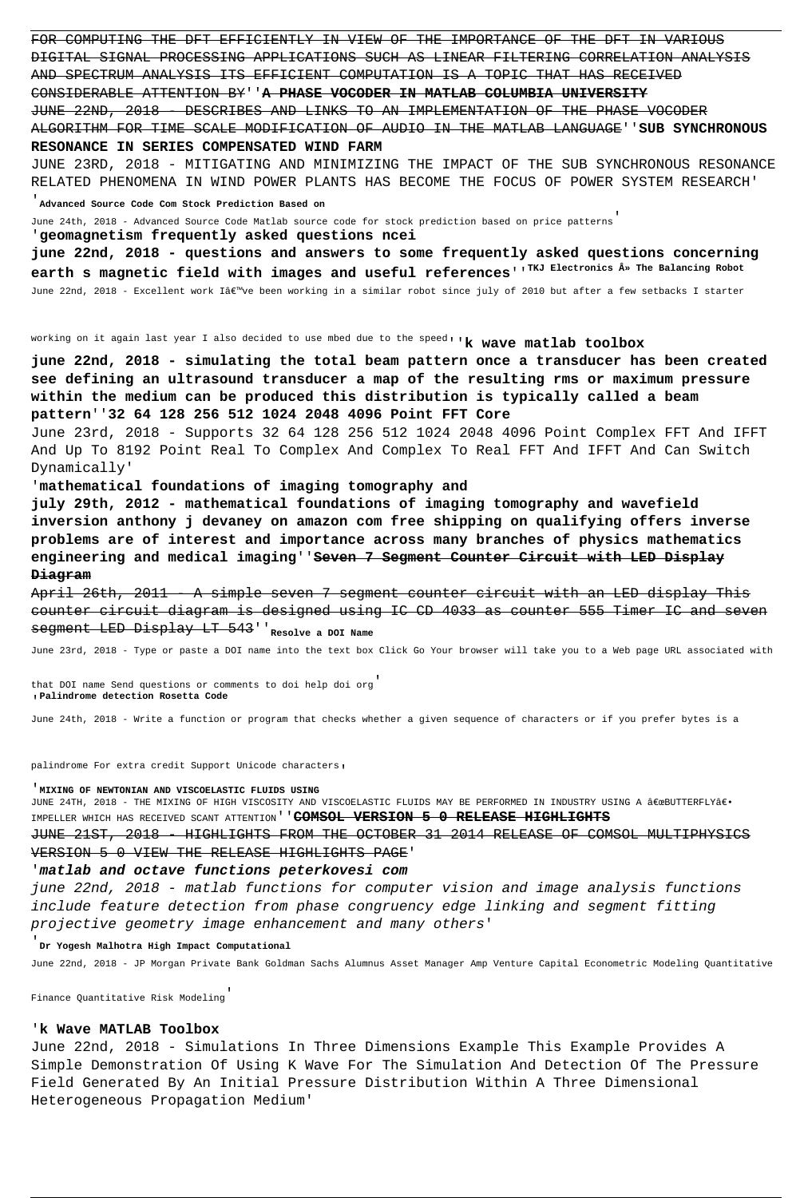FOR COMPUTING THE DFT EFFICIENTLY IN VIEW OF THE IMPORTANCE OF THE DFT IN VARIOUS DIGITAL SIGNAL PROCESSING APPLICATIONS SUCH AS LINEAR FILTERING CORRELATION ANALYSIS AND SPECTRUM ANALYSIS ITS EFFICIENT COMPUTATION IS A TOPIC THAT HAS RECEIVED CONSIDERABLE ATTENTION BY''**A PHASE VOCODER IN MATLAB COLUMBIA UNIVERSITY**

JUNE 22ND, 2018 - DESCRIBES AND LINKS TO AN IMPLEMENTATION OF THE PHASE VOCODER ALGORITHM FOR TIME SCALE MODIFICATION OF AUDIO IN THE MATLAB LANGUAGE''**SUB SYNCHRONOUS RESONANCE IN SERIES COMPENSATED WIND FARM**

JUNE 23RD, 2018 - MITIGATING AND MINIMIZING THE IMPACT OF THE SUB SYNCHRONOUS RESONANCE RELATED PHENOMENA IN WIND POWER PLANTS HAS BECOME THE FOCUS OF POWER SYSTEM RESEARCH'

'**Advanced Source Code Com Stock Prediction Based on**

June 24th, 2018 - Advanced Source Code Matlab source code for stock prediction based on price patterns'

'**geomagnetism frequently asked questions ncei**

**june 22nd, 2018 - questions and answers to some frequently asked questions concerning earth s magnetic field with images and useful references**''**TKJ Electronics Â» The Balancing Robot**

June 22nd, 2018 - Excellent work Iâ€™ve been working in a similar robot since july of 2010 but after a few setbacks I starter working on it again last year I also decided to use mbed due to the speed''**k wave matlab toolbox**

**june 22nd, 2018 - simulating the total beam pattern once a transducer has been created see defining an ultrasound transducer a map of the resulting rms or maximum pressure within the medium can be produced this distribution is typically called a beam pattern**''**32 64 128 256 512 1024 2048 4096 Point FFT Core**

June 23rd, 2018 - Supports 32 64 128 256 512 1024 2048 4096 Point Complex FFT And IFFT And Up To 8192 Point Real To Complex And Complex To Real FFT And IFFT And Can Switch Dynamically'

'**mathematical foundations of imaging tomography and**

**july 29th, 2012 - mathematical foundations of imaging tomography and wavefield inversion anthony j devaney on amazon com free shipping on qualifying offers inverse problems are of interest and importance across many branches of physics mathematics engineering and medical imaging**''**Seven 7 Segment Counter Circuit with LED Display Diagram**

April 26th, 2011 - A simple seven 7 segment counter circuit with an LED display This counter circuit diagram is designed using IC CD 4033 as counter 555 Timer IC and seven segment LED Display LT 543''**Resolve a DOI Name**

June 23rd, 2018 - Type or paste a DOI name into the text box Click Go Your browser will take you to a Web page URL associated with that DOI name Send questions or comments to doi help doi org'

'**Palindrome detection Rosetta Code**

June 24th, 2018 - Write a function or program that checks whether a given sequence of characters or if you prefer bytes is a palindrome For extra credit Support Unicode characters'

'**MIXING OF NEWTONIAN AND VISCOELASTIC FLUIDS USING**

JUNE 24TH, 2018 - THE MIXING OF HIGH VISCOSITY AND VISCOELASTIC FLUIDS MAY BE PERFORMED IN INDUSTRY USING A â€œBUTTERFLYâ€• IMPELLER WHICH HAS RECEIVED SCANT ATTENTION''**COMSOL VERSION 5 0 RELEASE HIGHLIGHTS**

JUNE 21ST, 2018 - HIGHLIGHTS FROM THE OCTOBER 31 2014 RELEASE OF COMSOL MULTIPHYSICS VERSION 5 0 VIEW THE RELEASE HIGHLIGHTS PAGE'

'***matlab and octave functions peterkovesi com***

*june 22nd, 2018 - matlab functions for computer vision and image analysis functions include feature detection from phase congruency edge linking and segment fitting projective geometry image enhancement and many others*'

'**Dr Yogesh Malhotra High Impact Computational**

June 22nd, 2018 - JP Morgan Private Bank Goldman Sachs Alumnus Asset Manager Amp Venture Capital Econometric Modeling Quantitative Finance Quantitative Risk Modeling'

'**k Wave MATLAB Toolbox**

June 22nd, 2018 - Simulations In Three Dimensions Example This Example Provides A Simple Demonstration Of Using K Wave For The Simulation And Detection Of The Pressure Field Generated By An Initial Pressure Distribution Within A Three Dimensional Heterogeneous Propagation Medium'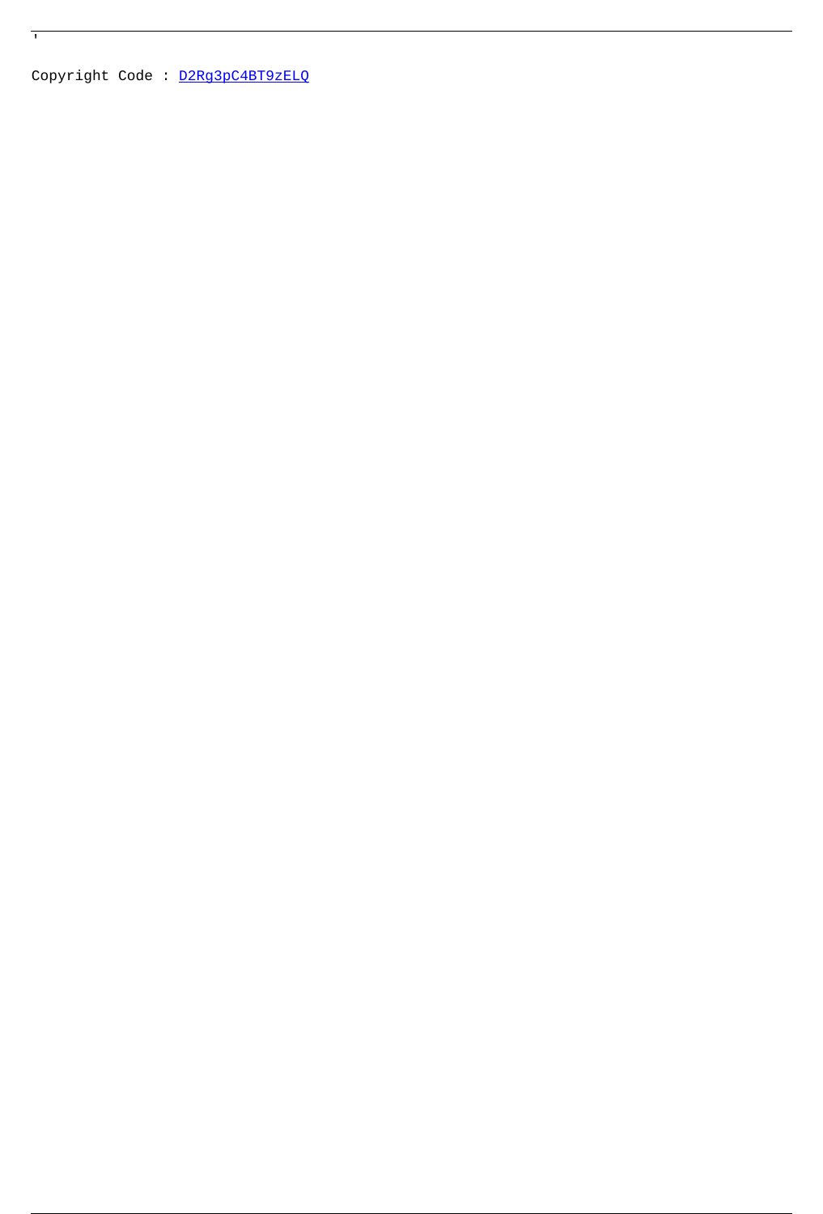Copyright Code : D2Rg3pC4BT9zELQ